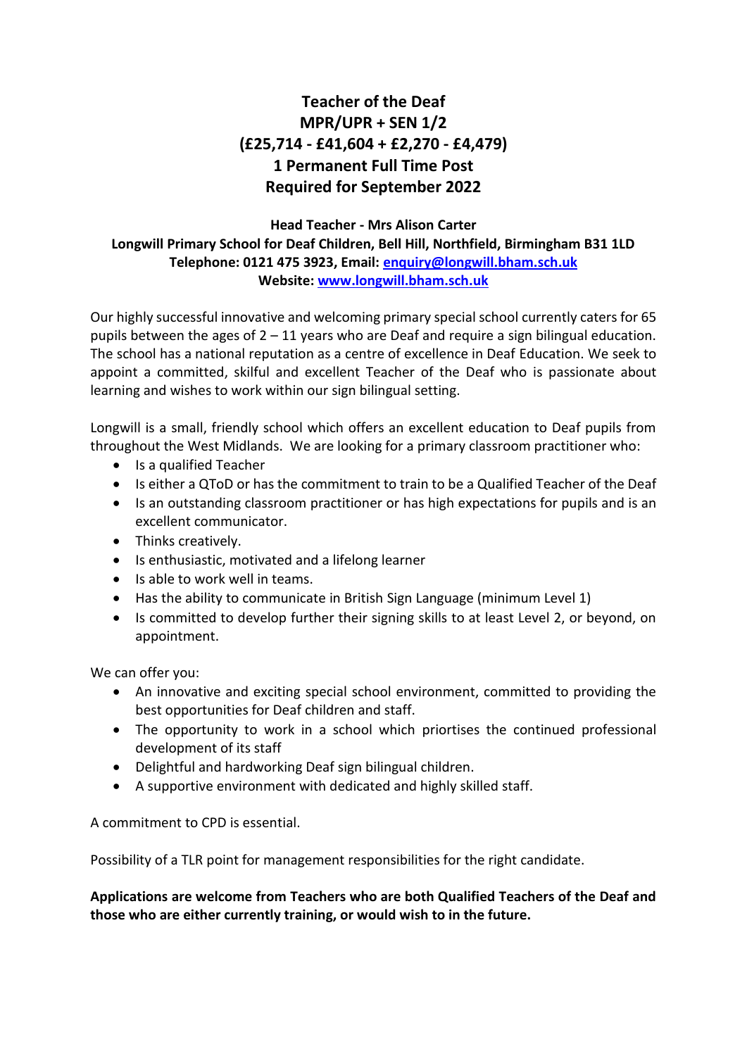# Teacher of the Deaf
# MPR/UPR + SEN 1/2
# (£25,714 - £41,604 + £2,270 - £4,479)
# 1 Permanent Full Time Post
# Required for September 2022

**Head Teacher - Mrs Alison Carter**
**Longwill Primary School for Deaf Children, Bell Hill, Northfield, Birmingham B31 1LD**
**Telephone: 0121 475 3923, Email: enquiry@longwill.bham.sch.uk**
**Website: www.longwill.bham.sch.uk**

Our highly successful innovative and welcoming primary special school currently caters for 65 pupils between the ages of 2 – 11 years who are Deaf and require a sign bilingual education. The school has a national reputation as a centre of excellence in Deaf Education. We seek to appoint a committed, skilful and excellent Teacher of the Deaf who is passionate about learning and wishes to work within our sign bilingual setting.

Longwill is a small, friendly school which offers an excellent education to Deaf pupils from throughout the West Midlands. We are looking for a primary classroom practitioner who:

- Is a qualified Teacher
- Is either a QToD or has the commitment to train to be a Qualified Teacher of the Deaf
- Is an outstanding classroom practitioner or has high expectations for pupils and is an excellent communicator.
- Thinks creatively.
- Is enthusiastic, motivated and a lifelong learner
- Is able to work well in teams.
- Has the ability to communicate in British Sign Language (minimum Level 1)
- Is committed to develop further their signing skills to at least Level 2, or beyond, on appointment.

We can offer you:

- An innovative and exciting special school environment, committed to providing the best opportunities for Deaf children and staff.
- The opportunity to work in a school which priortises the continued professional development of its staff
- Delightful and hardworking Deaf sign bilingual children.
- A supportive environment with dedicated and highly skilled staff.

A commitment to CPD is essential.

Possibility of a TLR point for management responsibilities for the right candidate.

**Applications are welcome from Teachers who are both Qualified Teachers of the Deaf and those who are either currently training, or would wish to in the future.**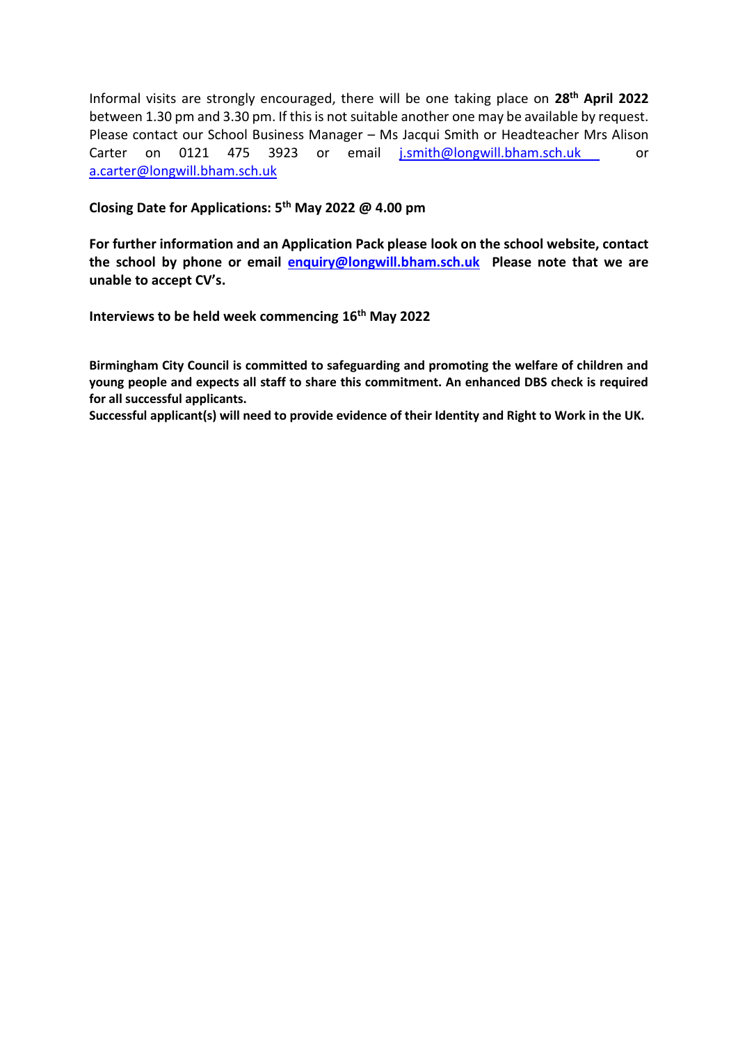Informal visits are strongly encouraged, there will be one taking place on **28th April 2022** between 1.30 pm and 3.30 pm. If this is not suitable another one may be available by request. Please contact our School Business Manager – Ms Jacqui Smith or Headteacher Mrs Alison Carter on 0121 475 3923 or email j.smith@longwill.bham.sch.uk or a.carter@longwill.bham.sch.uk

**Closing Date for Applications: 5th May 2022 @ 4.00 pm**

**For further information and an Application Pack please look on the school website, contact the school by phone or email enquiry@longwill.bham.sch.uk Please note that we are unable to accept CV's.**

**Interviews to be held week commencing 16th May 2022**

**Birmingham City Council is committed to safeguarding and promoting the welfare of children and young people and expects all staff to share this commitment. An enhanced DBS check is required for all successful applicants.**

**Successful applicant(s) will need to provide evidence of their Identity and Right to Work in the UK.**